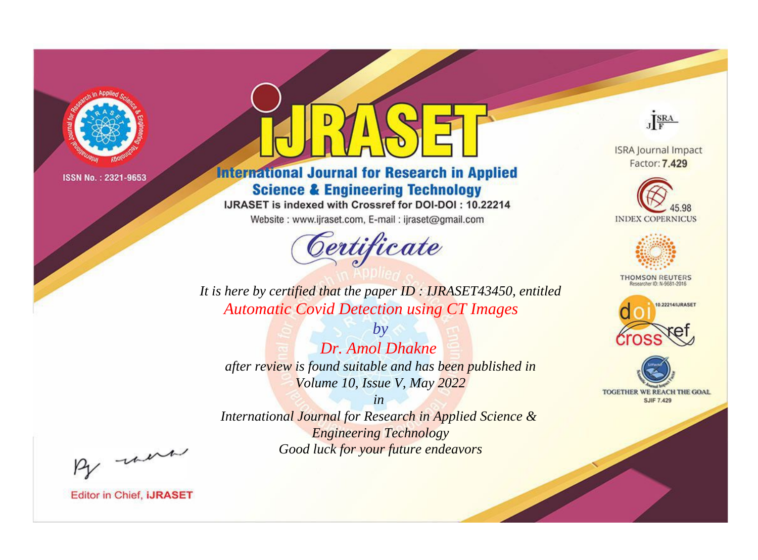ISSN No. : 2321-9653

# IJRASET

## International Journal for Research in Applied Science & Engineering Technology

IJRASET is indexed with Crossref for DOI-DOI : 10.22214

Website : www.ijraset.com, E-mail : ijraset@gmail.com

# Certificate

*It is here by certified that the paper ID : IJRASET43450, entitled*

*Automatic Covid Detection using CT Images*

*by*

*Dr. Amol Dhakne*

*after review is found suitable and has been published in*

*Volume 10, Issue V, May 2022*

*in*

*International Journal for Research in Applied Science & Engineering Technology*

*Good luck for your future endeavors*

ISRA Journal Impact Factor: **7.429**

45.98 INDEX COPERNICUS

THOMSON REUTERS Researcher ID: N-9681-2016

10.22214/IJRASET

TOGETHER WE REACH THE GOAL SJIF 7.429

Editor in Chief, **iJRASET**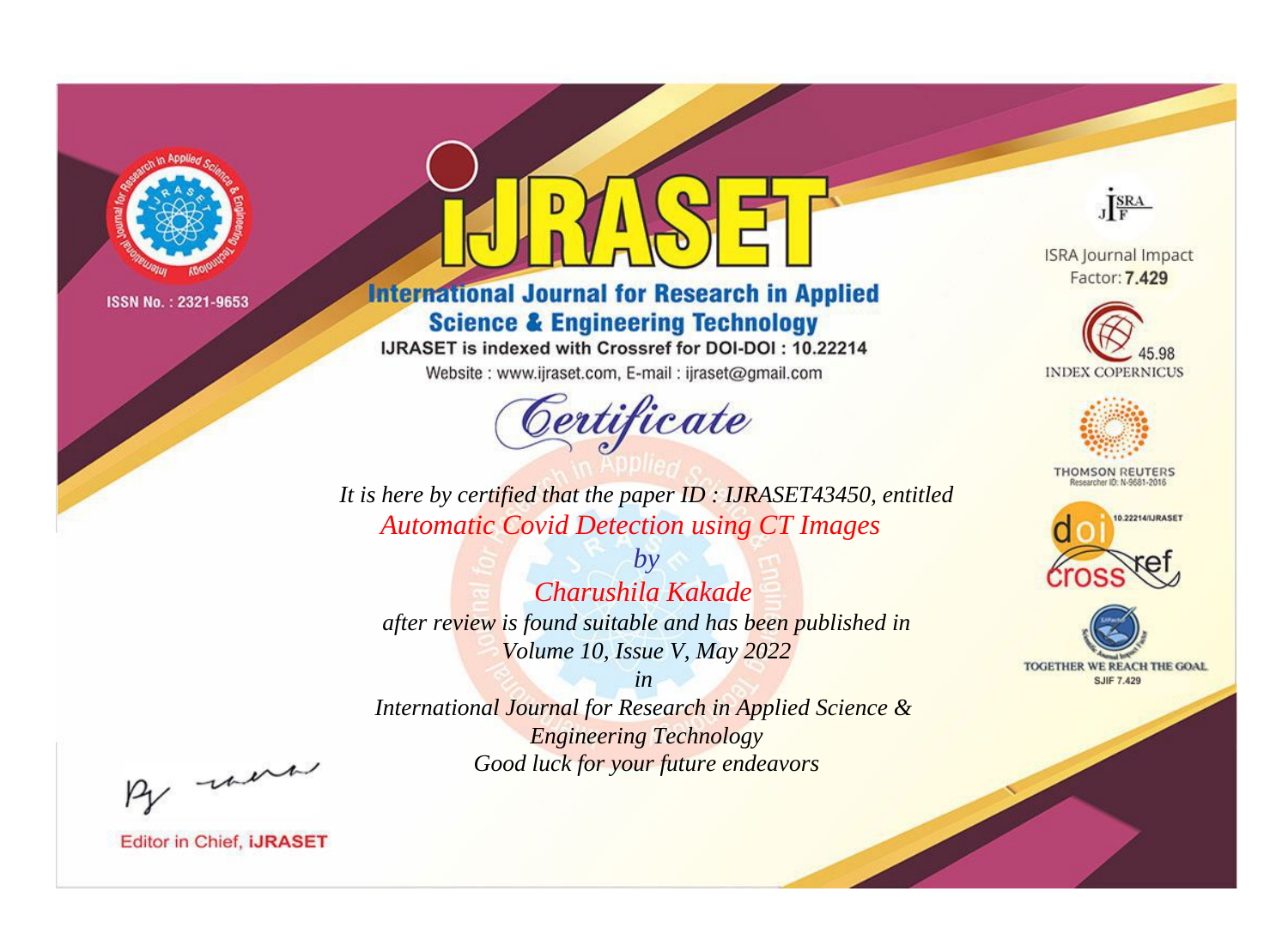ISSN No. : 2321-9653

# iJRASET

## International Journal for Research in Applied Science & Engineering Technology

IJRASET is indexed with Crossref for DOI-DOI : 10.22214

Website : www.ijraset.com, E-mail : ijraset@gmail.com

# Certificate

*It is here by certified that the paper ID : IJRASET43450, entitled*

*Automatic Covid Detection using CT Images*

*by*

*Charushila Kakade*

*after review is found suitable and has been published in*

*Volume 10, Issue V, May 2022*

*in*

*International Journal for Research in Applied Science & Engineering Technology*

*Good luck for your future endeavors*

ISRA Journal Impact Factor: **7.429**

45.98 INDEX COPERNICUS

THOMSON REUTERS Researcher ID: N-9681-2016

10.22214/IJRASET

TOGETHER WE REACH THE GOAL SJIF 7.429

Editor in Chief, **iJRASET**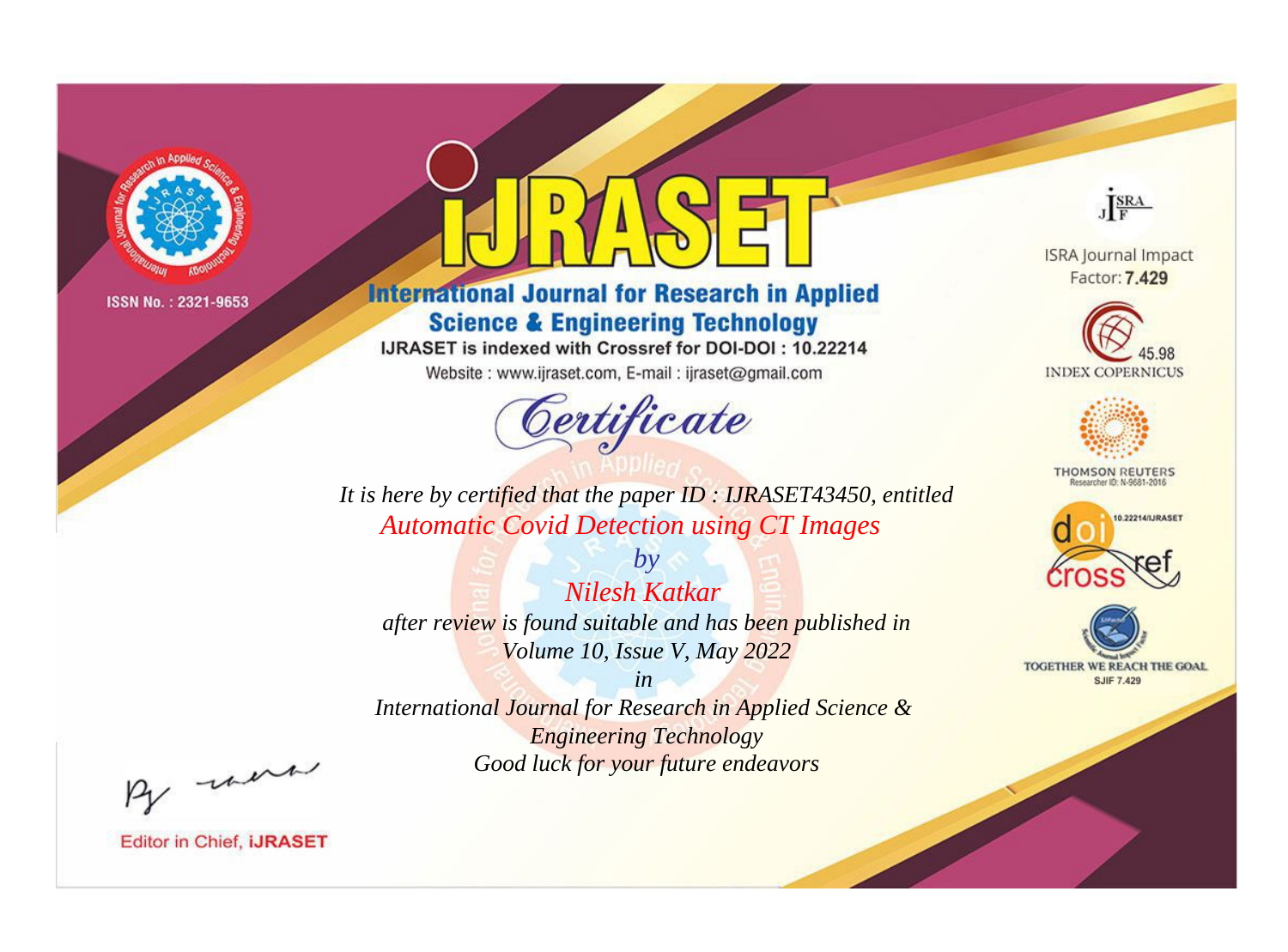ISSN No. : 2321-9653

# iJRASET

**International Journal for Research in Applied Science & Engineering Technology**

IJRASET is indexed with Crossref for DOI-DOI : 10.22214

Website : www.ijraset.com, E-mail : ijraset@gmail.com

## *Certificate*

*It is here by certified that the paper ID : IJRASET43450, entitled*

*Automatic Covid Detection using CT Images*

*by*

*Nilesh Katkar*

*after review is found suitable and has been published in*

*Volume 10, Issue V, May 2022*

*in*

*International Journal for Research in Applied Science & Engineering Technology*

*Good luck for your future endeavors*

ISRA Journal Impact Factor: **7.429**

45.98 INDEX COPERNICUS

THOMSON REUTERS Researcher ID: N-9681-2016

10.22214/IJRASET

TOGETHER WE REACH THE GOAL SJIF 7.429

Editor in Chief, **iJRASET**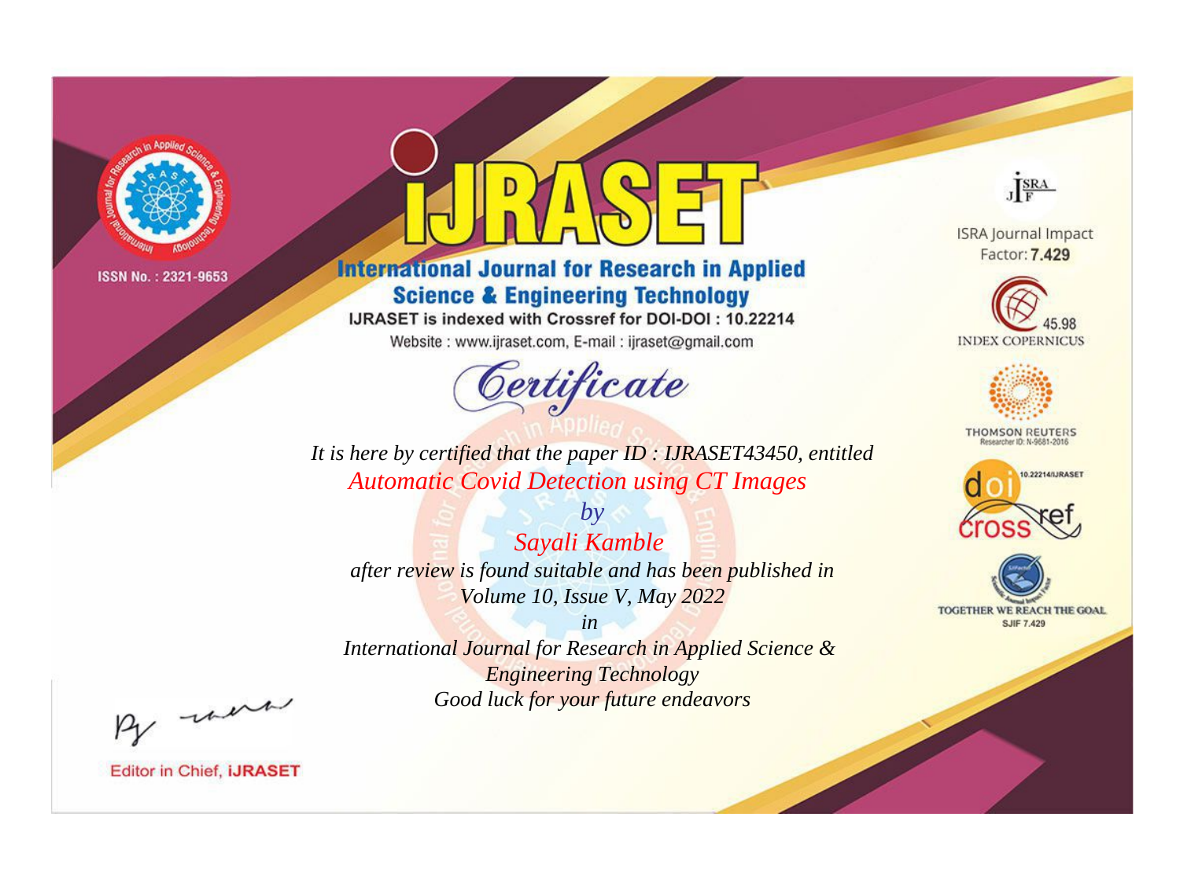ISSN No. : 2321-9653

# IJRASET

## International Journal for Research in Applied Science & Engineering Technology

IJRASET is indexed with Crossref for DOI-DOI : 10.22214

Website : www.ijraset.com, E-mail : ijraset@gmail.com

## Certificate

*It is here by certified that the paper ID : IJRASET43450, entitled*

*Automatic Covid Detection using CT Images*

*by*

*Sayali Kamble*

*after review is found suitable and has been published in*

*Volume 10, Issue V, May 2022*

*in*

*International Journal for Research in Applied Science & Engineering Technology*

*Good luck for your future endeavors*

ISRA Journal Impact Factor: **7.429**

45.98 INDEX COPERNICUS

THOMSON REUTERS Researcher ID: N-9681-2016

10.22214/IJRASET

TOGETHER WE REACH THE GOAL SJIF 7.429

Editor in Chief, **iJRASET**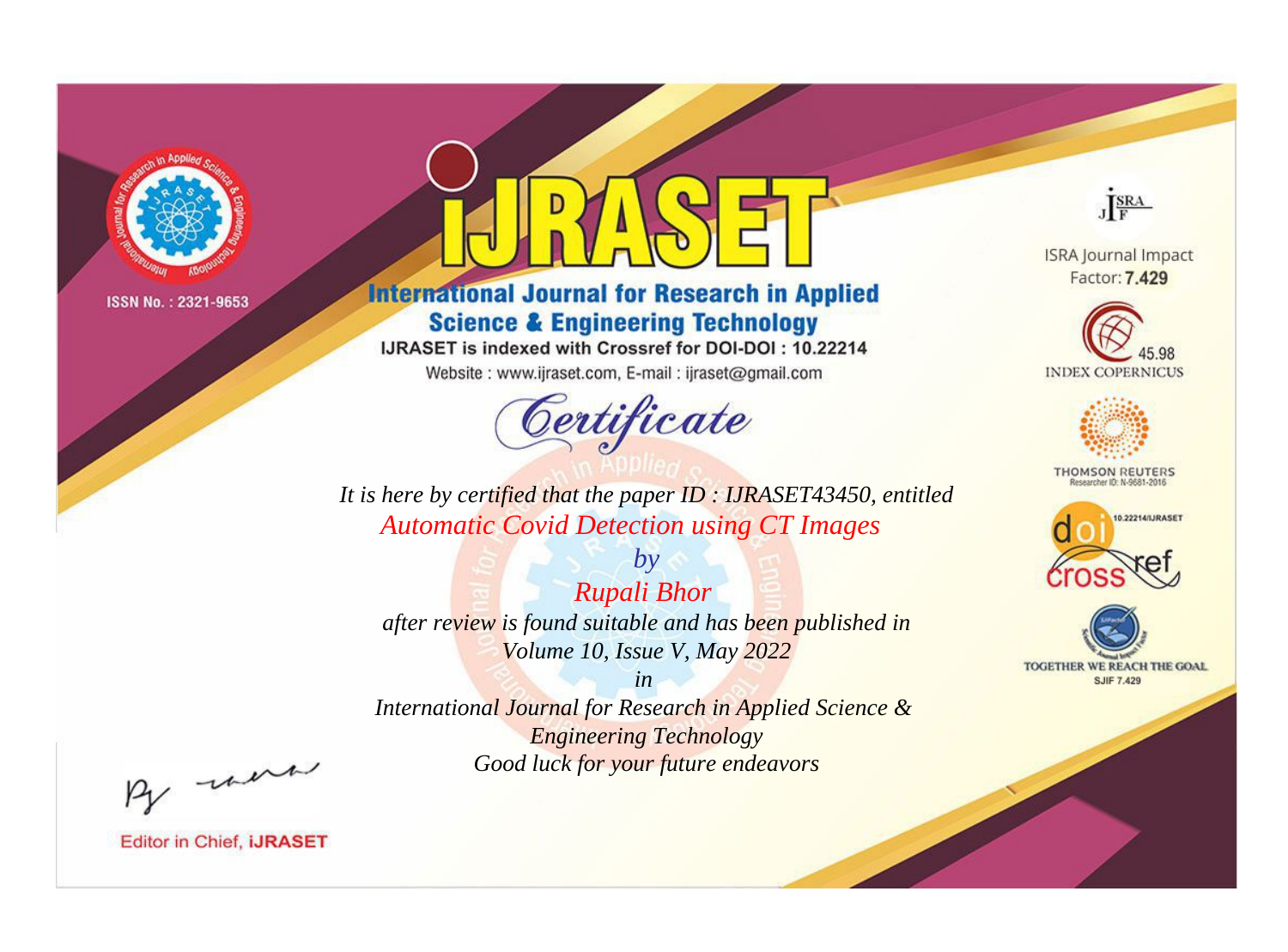ISSN No. : 2321-9653

# IJRASET

## International Journal for Research in Applied Science & Engineering Technology

IJRASET is indexed with Crossref for DOI-DOI : 10.22214

Website : www.ijraset.com, E-mail : ijraset@gmail.com

*Certificate*

*It is here by certified that the paper ID : IJRASET43450, entitled*

*Automatic Covid Detection using CT Images*

*by*

*Rupali Bhor*

*after review is found suitable and has been published in*

*Volume 10, Issue V, May 2022*

*in*

*International Journal for Research in Applied Science & Engineering Technology*

*Good luck for your future endeavors*

ISRA Journal Impact Factor: **7.429**

45.98 INDEX COPERNICUS

THOMSON REUTERS Researcher ID: N-9681-2016

10.22214/IJRASET

TOGETHER WE REACH THE GOAL SJIF 7.429

Editor in Chief, **iJRASET**